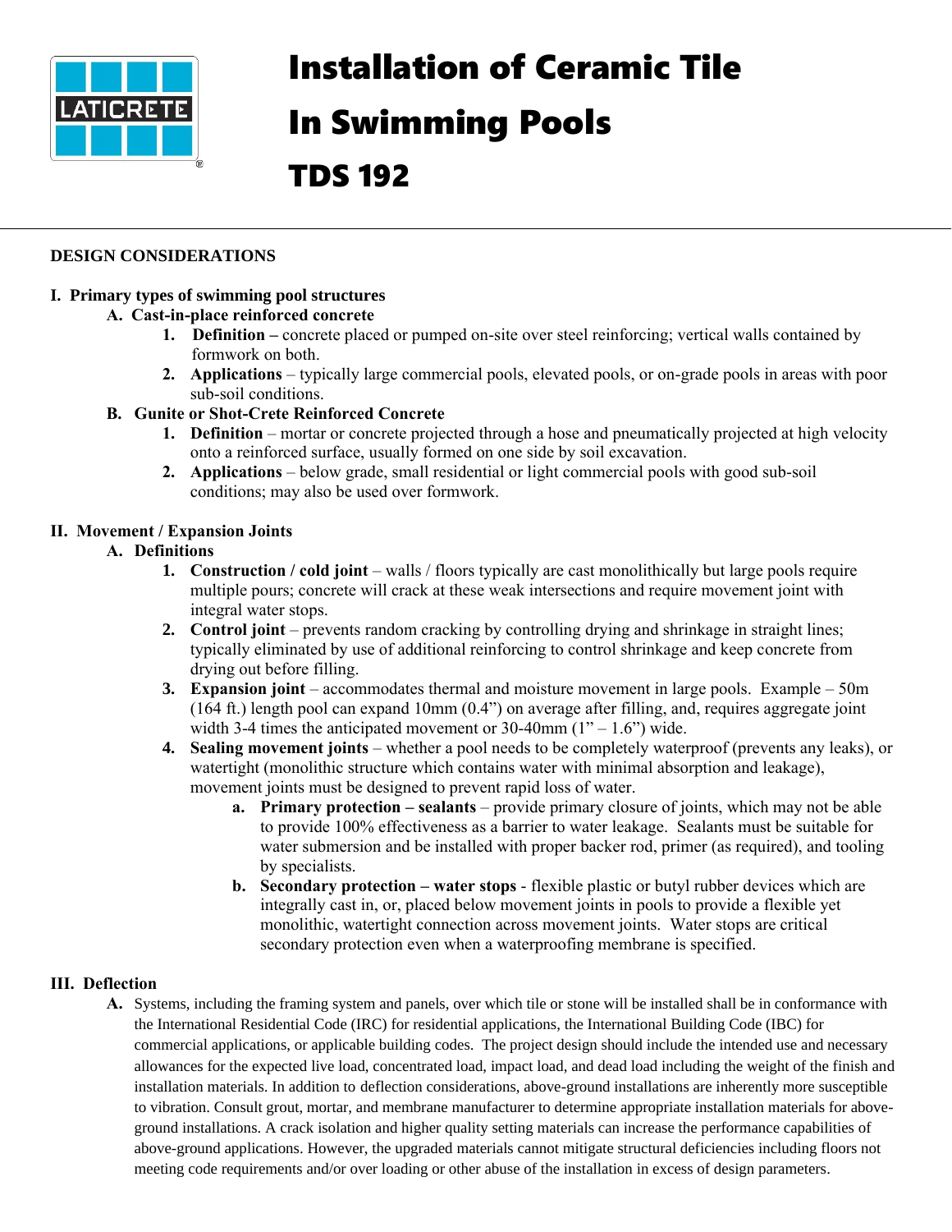# Installation of Ceramic Tile In Swimming Pools

# TDS 192

## DESIGN CONSIDERATIONS

### I. Primary types of swimming pool structures

**A. Cast-in-place reinforced concrete**

1. **Definition –** concrete placed or pumped on-site over steel reinforcing; vertical walls contained by formwork on both.
2. **Applications** – typically large commercial pools, elevated pools, or on-grade pools in areas with poor sub-soil conditions.

**B. Gunite or Shot-Crete Reinforced Concrete**

1. **Definition** – mortar or concrete projected through a hose and pneumatically projected at high velocity onto a reinforced surface, usually formed on one side by soil excavation.
2. **Applications** – below grade, small residential or light commercial pools with good sub-soil conditions; may also be used over formwork.

### II. Movement / Expansion Joints

**A. Definitions**

1. **Construction / cold joint** – walls / floors typically are cast monolithically but large pools require multiple pours; concrete will crack at these weak intersections and require movement joint with integral water stops.
2. **Control joint** – prevents random cracking by controlling drying and shrinkage in straight lines; typically eliminated by use of additional reinforcing to control shrinkage and keep concrete from drying out before filling.
3. **Expansion joint** – accommodates thermal and moisture movement in large pools. Example – 50m (164 ft.) length pool can expand 10mm (0.4") on average after filling, and, requires aggregate joint width 3-4 times the anticipated movement or 30-40mm (1" – 1.6") wide.
4. **Sealing movement joints** – whether a pool needs to be completely waterproof (prevents any leaks), or watertight (monolithic structure which contains water with minimal absorption and leakage), movement joints must be designed to prevent rapid loss of water.
   a. **Primary protection – sealants** – provide primary closure of joints, which may not be able to provide 100% effectiveness as a barrier to water leakage. Sealants must be suitable for water submersion and be installed with proper backer rod, primer (as required), and tooling by specialists.
   b. **Secondary protection – water stops** - flexible plastic or butyl rubber devices which are integrally cast in, or, placed below movement joints in pools to provide a flexible yet monolithic, watertight connection across movement joints. Water stops are critical secondary protection even when a waterproofing membrane is specified.

### III. Deflection

**A.** Systems, including the framing system and panels, over which tile or stone will be installed shall be in conformance with the International Residential Code (IRC) for residential applications, the International Building Code (IBC) for commercial applications, or applicable building codes. The project design should include the intended use and necessary allowances for the expected live load, concentrated load, impact load, and dead load including the weight of the finish and installation materials. In addition to deflection considerations, above-ground installations are inherently more susceptible to vibration. Consult grout, mortar, and membrane manufacturer to determine appropriate installation materials for above-ground installations. A crack isolation and higher quality setting materials can increase the performance capabilities of above-ground applications. However, the upgraded materials cannot mitigate structural deficiencies including floors not meeting code requirements and/or over loading or other abuse of the installation in excess of design parameters.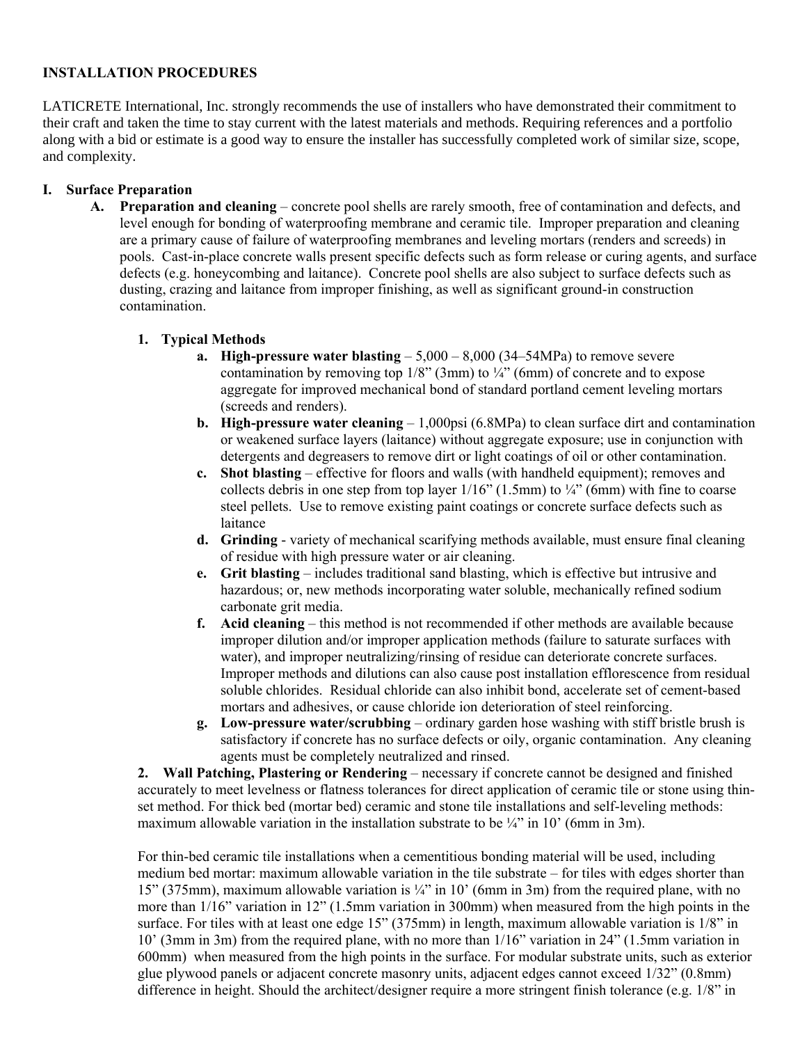**INSTALLATION PROCEDURES**

LATICRETE International, Inc. strongly recommends the use of installers who have demonstrated their commitment to their craft and taken the time to stay current with the latest materials and methods. Requiring references and a portfolio along with a bid or estimate is a good way to ensure the installer has successfully completed work of similar size, scope, and complexity.

**I. Surface Preparation**

**A. Preparation and cleaning** – concrete pool shells are rarely smooth, free of contamination and defects, and level enough for bonding of waterproofing membrane and ceramic tile. Improper preparation and cleaning are a primary cause of failure of waterproofing membranes and leveling mortars (renders and screeds) in pools. Cast-in-place concrete walls present specific defects such as form release or curing agents, and surface defects (e.g. honeycombing and laitance). Concrete pool shells are also subject to surface defects such as dusting, crazing and laitance from improper finishing, as well as significant ground-in construction contamination.

**1. Typical Methods**

**a. High-pressure water blasting** – 5,000 – 8,000 (34–54MPa) to remove severe contamination by removing top 1/8" (3mm) to ¼" (6mm) of concrete and to expose aggregate for improved mechanical bond of standard portland cement leveling mortars (screeds and renders).

**b. High-pressure water cleaning** – 1,000psi (6.8MPa) to clean surface dirt and contamination or weakened surface layers (laitance) without aggregate exposure; use in conjunction with detergents and degreasers to remove dirt or light coatings of oil or other contamination.

**c. Shot blasting** – effective for floors and walls (with handheld equipment); removes and collects debris in one step from top layer 1/16" (1.5mm) to ¼" (6mm) with fine to coarse steel pellets. Use to remove existing paint coatings or concrete surface defects such as laitance

**d. Grinding** - variety of mechanical scarifying methods available, must ensure final cleaning of residue with high pressure water or air cleaning.

**e. Grit blasting** – includes traditional sand blasting, which is effective but intrusive and hazardous; or, new methods incorporating water soluble, mechanically refined sodium carbonate grit media.

**f. Acid cleaning** – this method is not recommended if other methods are available because improper dilution and/or improper application methods (failure to saturate surfaces with water), and improper neutralizing/rinsing of residue can deteriorate concrete surfaces. Improper methods and dilutions can also cause post installation efflorescence from residual soluble chlorides. Residual chloride can also inhibit bond, accelerate set of cement-based mortars and adhesives, or cause chloride ion deterioration of steel reinforcing.

**g. Low-pressure water/scrubbing** – ordinary garden hose washing with stiff bristle brush is satisfactory if concrete has no surface defects or oily, organic contamination. Any cleaning agents must be completely neutralized and rinsed.

**2. Wall Patching, Plastering or Rendering** – necessary if concrete cannot be designed and finished accurately to meet levelness or flatness tolerances for direct application of ceramic tile or stone using thin-set method. For thick bed (mortar bed) ceramic and stone tile installations and self-leveling methods: maximum allowable variation in the installation substrate to be ¼" in 10' (6mm in 3m).

For thin-bed ceramic tile installations when a cementitious bonding material will be used, including medium bed mortar: maximum allowable variation in the tile substrate – for tiles with edges shorter than 15" (375mm), maximum allowable variation is ¼" in 10' (6mm in 3m) from the required plane, with no more than 1/16" variation in 12" (1.5mm variation in 300mm) when measured from the high points in the surface. For tiles with at least one edge 15" (375mm) in length, maximum allowable variation is 1/8" in 10' (3mm in 3m) from the required plane, with no more than 1/16" variation in 24" (1.5mm variation in 600mm) when measured from the high points in the surface. For modular substrate units, such as exterior glue plywood panels or adjacent concrete masonry units, adjacent edges cannot exceed 1/32" (0.8mm) difference in height. Should the architect/designer require a more stringent finish tolerance (e.g. 1/8" in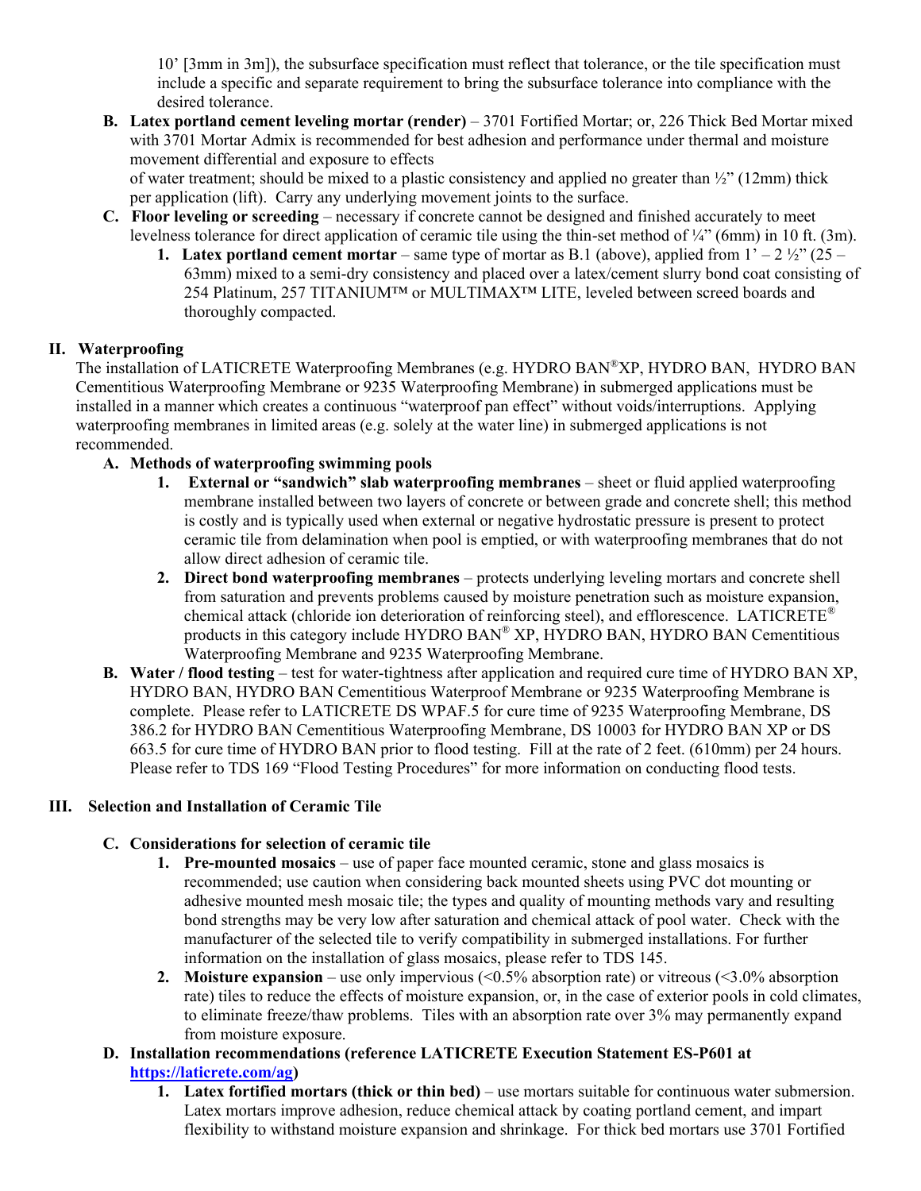10' [3mm in 3m]), the subsurface specification must reflect that tolerance, or the tile specification must include a specific and separate requirement to bring the subsurface tolerance into compliance with the desired tolerance.

**B. Latex portland cement leveling mortar (render)** – 3701 Fortified Mortar; or, 226 Thick Bed Mortar mixed with 3701 Mortar Admix is recommended for best adhesion and performance under thermal and moisture movement differential and exposure to effects of water treatment; should be mixed to a plastic consistency and applied no greater than ½" (12mm) thick per application (lift). Carry any underlying movement joints to the surface.

**C. Floor leveling or screeding** – necessary if concrete cannot be designed and finished accurately to meet levelness tolerance for direct application of ceramic tile using the thin-set method of ¼" (6mm) in 10 ft. (3m).

1. **Latex portland cement mortar** – same type of mortar as B.1 (above), applied from 1' – 2 ½" (25 – 63mm) mixed to a semi-dry consistency and placed over a latex/cement slurry bond coat consisting of 254 Platinum, 257 TITANIUM™ or MULTIMAX™ LITE, leveled between screed boards and thoroughly compacted.

## II. Waterproofing

The installation of LATICRETE Waterproofing Membranes (e.g. HYDRO BAN®XP, HYDRO BAN, HYDRO BAN Cementitious Waterproofing Membrane or 9235 Waterproofing Membrane) in submerged applications must be installed in a manner which creates a continuous "waterproof pan effect" without voids/interruptions. Applying waterproofing membranes in limited areas (e.g. solely at the water line) in submerged applications is not recommended.

**A. Methods of waterproofing swimming pools**

1. **External or "sandwich" slab waterproofing membranes** – sheet or fluid applied waterproofing membrane installed between two layers of concrete or between grade and concrete shell; this method is costly and is typically used when external or negative hydrostatic pressure is present to protect ceramic tile from delamination when pool is emptied, or with waterproofing membranes that do not allow direct adhesion of ceramic tile.
2. **Direct bond waterproofing membranes** – protects underlying leveling mortars and concrete shell from saturation and prevents problems caused by moisture penetration such as moisture expansion, chemical attack (chloride ion deterioration of reinforcing steel), and efflorescence. LATICRETE® products in this category include HYDRO BAN® XP, HYDRO BAN, HYDRO BAN Cementitious Waterproofing Membrane and 9235 Waterproofing Membrane.

**B. Water / flood testing** – test for water-tightness after application and required cure time of HYDRO BAN XP, HYDRO BAN, HYDRO BAN Cementitious Waterproof Membrane or 9235 Waterproofing Membrane is complete. Please refer to LATICRETE DS WPAF.5 for cure time of 9235 Waterproofing Membrane, DS 386.2 for HYDRO BAN Cementitious Waterproofing Membrane, DS 10003 for HYDRO BAN XP or DS 663.5 for cure time of HYDRO BAN prior to flood testing. Fill at the rate of 2 feet. (610mm) per 24 hours. Please refer to TDS 169 "Flood Testing Procedures" for more information on conducting flood tests.

## III. Selection and Installation of Ceramic Tile

**C. Considerations for selection of ceramic tile**

1. **Pre-mounted mosaics** – use of paper face mounted ceramic, stone and glass mosaics is recommended; use caution when considering back mounted sheets using PVC dot mounting or adhesive mounted mesh mosaic tile; the types and quality of mounting methods vary and resulting bond strengths may be very low after saturation and chemical attack of pool water. Check with the manufacturer of the selected tile to verify compatibility in submerged installations. For further information on the installation of glass mosaics, please refer to TDS 145.
2. **Moisture expansion** – use only impervious (<0.5% absorption rate) or vitreous (<3.0% absorption rate) tiles to reduce the effects of moisture expansion, or, in the case of exterior pools in cold climates, to eliminate freeze/thaw problems. Tiles with an absorption rate over 3% may permanently expand from moisture exposure.

**D. Installation recommendations (reference LATICRETE Execution Statement ES-P601 at [https://laticrete.com/ag](https://laticrete.com/ag))**

1. **Latex fortified mortars (thick or thin bed)** – use mortars suitable for continuous water submersion. Latex mortars improve adhesion, reduce chemical attack by coating portland cement, and impart flexibility to withstand moisture expansion and shrinkage. For thick bed mortars use 3701 Fortified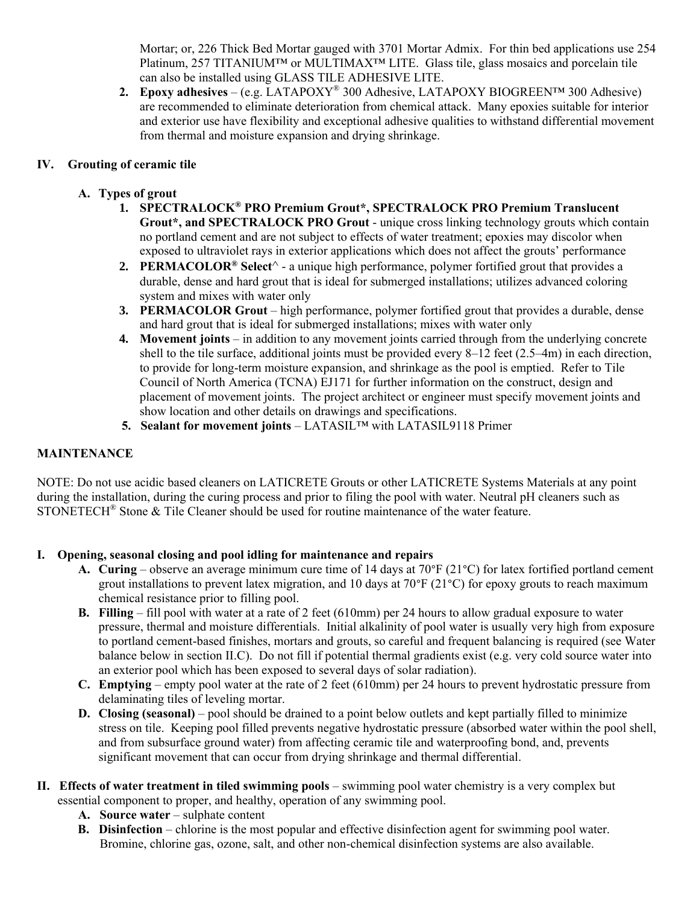Mortar; or, 226 Thick Bed Mortar gauged with 3701 Mortar Admix. For thin bed applications use 254 Platinum, 257 TITANIUM™ or MULTIMAX™ LITE. Glass tile, glass mosaics and porcelain tile can also be installed using GLASS TILE ADHESIVE LITE.

2. **Epoxy adhesives** – (e.g. LATAPOXY® 300 Adhesive, LATAPOXY BIOGREEN™ 300 Adhesive) are recommended to eliminate deterioration from chemical attack. Many epoxies suitable for interior and exterior use have flexibility and exceptional adhesive qualities to withstand differential movement from thermal and moisture expansion and drying shrinkage.

## IV. Grouting of ceramic tile

### A. Types of grout

1. **SPECTRALOCK® PRO Premium Grout*, SPECTRALOCK PRO Premium Translucent Grout*, and SPECTRALOCK PRO Grout** - unique cross linking technology grouts which contain no portland cement and are not subject to effects of water treatment; epoxies may discolor when exposed to ultraviolet rays in exterior applications which does not affect the grouts' performance
2. **PERMACOLOR® Select**^ - a unique high performance, polymer fortified grout that provides a durable, dense and hard grout that is ideal for submerged installations; utilizes advanced coloring system and mixes with water only
3. **PERMACOLOR Grout** – high performance, polymer fortified grout that provides a durable, dense and hard grout that is ideal for submerged installations; mixes with water only
4. **Movement joints** – in addition to any movement joints carried through from the underlying concrete shell to the tile surface, additional joints must be provided every 8–12 feet (2.5–4m) in each direction, to provide for long-term moisture expansion, and shrinkage as the pool is emptied. Refer to Tile Council of North America (TCNA) EJ171 for further information on the construct, design and placement of movement joints. The project architect or engineer must specify movement joints and show location and other details on drawings and specifications.
5. **Sealant for movement joints** – LATASIL™ with LATASIL9118 Primer

## MAINTENANCE

NOTE: Do not use acidic based cleaners on LATICRETE Grouts or other LATICRETE Systems Materials at any point during the installation, during the curing process and prior to filing the pool with water. Neutral pH cleaners such as STONETECH® Stone & Tile Cleaner should be used for routine maintenance of the water feature.

## I. Opening, seasonal closing and pool idling for maintenance and repairs

A. **Curing** – observe an average minimum cure time of 14 days at 70°F (21°C) for latex fortified portland cement grout installations to prevent latex migration, and 10 days at 70°F (21°C) for epoxy grouts to reach maximum chemical resistance prior to filling pool.

B. **Filling** – fill pool with water at a rate of 2 feet (610mm) per 24 hours to allow gradual exposure to water pressure, thermal and moisture differentials. Initial alkalinity of pool water is usually very high from exposure to portland cement-based finishes, mortars and grouts, so careful and frequent balancing is required (see Water balance below in section II.C). Do not fill if potential thermal gradients exist (e.g. very cold source water into an exterior pool which has been exposed to several days of solar radiation).

C. **Emptying** – empty pool water at the rate of 2 feet (610mm) per 24 hours to prevent hydrostatic pressure from delaminating tiles of leveling mortar.

D. **Closing (seasonal)** – pool should be drained to a point below outlets and kept partially filled to minimize stress on tile. Keeping pool filled prevents negative hydrostatic pressure (absorbed water within the pool shell, and from subsurface ground water) from affecting ceramic tile and waterproofing bond, and, prevents significant movement that can occur from drying shrinkage and thermal differential.

## II. Effects of water treatment in tiled swimming pools

– swimming pool water chemistry is a very complex but essential component to proper, and healthy, operation of any swimming pool.

A. **Source water** – sulphate content

B. **Disinfection** – chlorine is the most popular and effective disinfection agent for swimming pool water. Bromine, chlorine gas, ozone, salt, and other non-chemical disinfection systems are also available.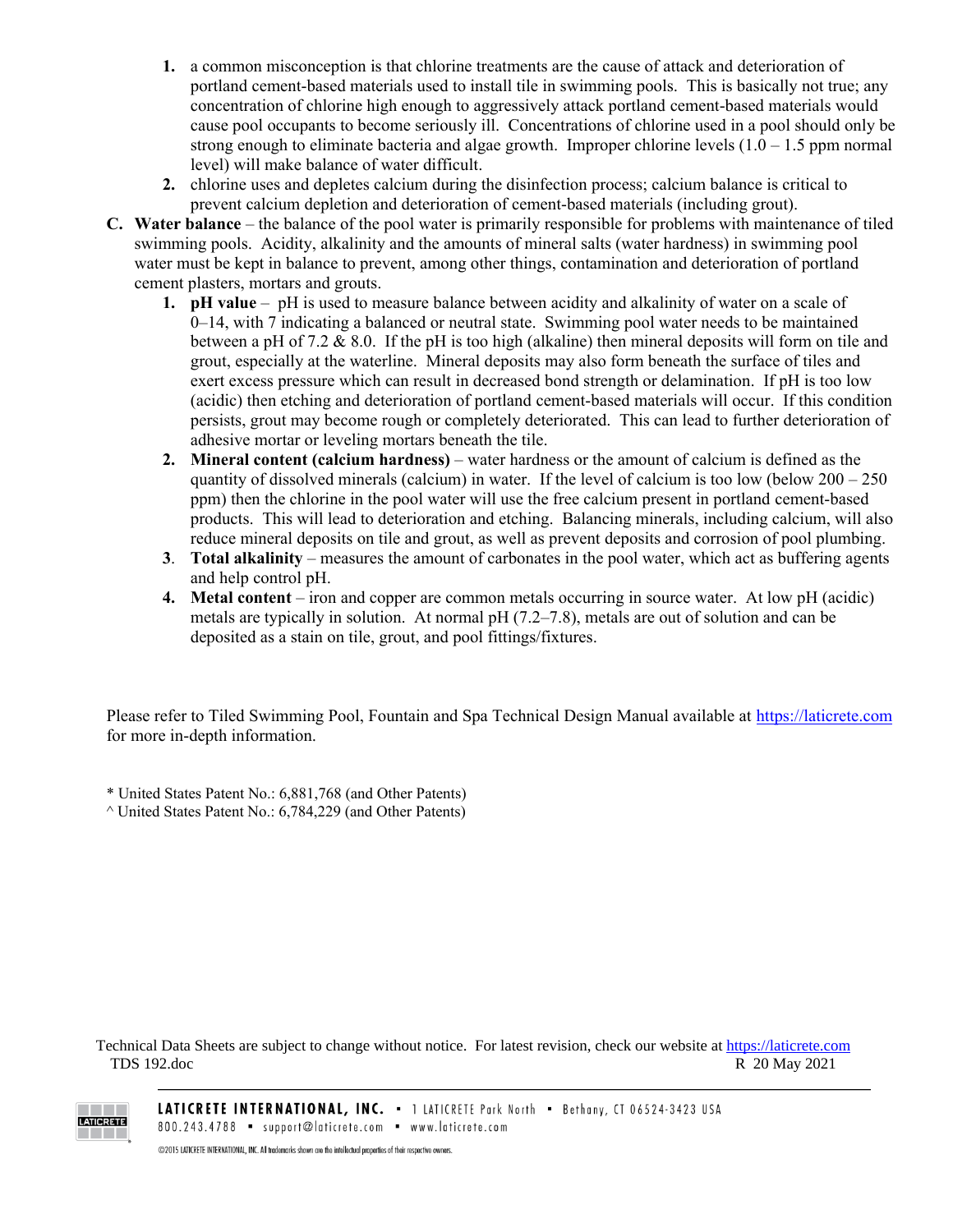1. a common misconception is that chlorine treatments are the cause of attack and deterioration of portland cement-based materials used to install tile in swimming pools. This is basically not true; any concentration of chlorine high enough to aggressively attack portland cement-based materials would cause pool occupants to become seriously ill. Concentrations of chlorine used in a pool should only be strong enough to eliminate bacteria and algae growth. Improper chlorine levels (1.0 – 1.5 ppm normal level) will make balance of water difficult.
2. chlorine uses and depletes calcium during the disinfection process; calcium balance is critical to prevent calcium depletion and deterioration of cement-based materials (including grout).

**C. Water balance** – the balance of the pool water is primarily responsible for problems with maintenance of tiled swimming pools. Acidity, alkalinity and the amounts of mineral salts (water hardness) in swimming pool water must be kept in balance to prevent, among other things, contamination and deterioration of portland cement plasters, mortars and grouts.

1. **pH value** – pH is used to measure balance between acidity and alkalinity of water on a scale of 0–14, with 7 indicating a balanced or neutral state. Swimming pool water needs to be maintained between a pH of 7.2 & 8.0. If the pH is too high (alkaline) then mineral deposits will form on tile and grout, especially at the waterline. Mineral deposits may also form beneath the surface of tiles and exert excess pressure which can result in decreased bond strength or delamination. If pH is too low (acidic) then etching and deterioration of portland cement-based materials will occur. If this condition persists, grout may become rough or completely deteriorated. This can lead to further deterioration of adhesive mortar or leveling mortars beneath the tile.
2. **Mineral content (calcium hardness)** – water hardness or the amount of calcium is defined as the quantity of dissolved minerals (calcium) in water. If the level of calcium is too low (below 200 – 250 ppm) then the chlorine in the pool water will use the free calcium present in portland cement-based products. This will lead to deterioration and etching. Balancing minerals, including calcium, will also reduce mineral deposits on tile and grout, as well as prevent deposits and corrosion of pool plumbing.
3. **Total alkalinity** – measures the amount of carbonates in the pool water, which act as buffering agents and help control pH.
4. **Metal content** – iron and copper are common metals occurring in source water. At low pH (acidic) metals are typically in solution. At normal pH (7.2–7.8), metals are out of solution and can be deposited as a stain on tile, grout, and pool fittings/fixtures.

Please refer to Tiled Swimming Pool, Fountain and Spa Technical Design Manual available at https://laticrete.com for more in-depth information.

* United States Patent No.: 6,881,768 (and Other Patents)
^ United States Patent No.: 6,784,229 (and Other Patents)

Technical Data Sheets are subject to change without notice. For latest revision, check our website at https://laticrete.com
TDS 192.doc R 20 May 2021

LATICRETE INTERNATIONAL, INC. ▪ 1 LATICRETE Park North ▪ Bethany, CT 06524-3423 USA
800.243.4788 ▪ support@laticrete.com ▪ www.laticrete.com

©2015 LATICRETE INTERNATIONAL, INC. All trademarks shown are the intellectual properties of their respective owners.